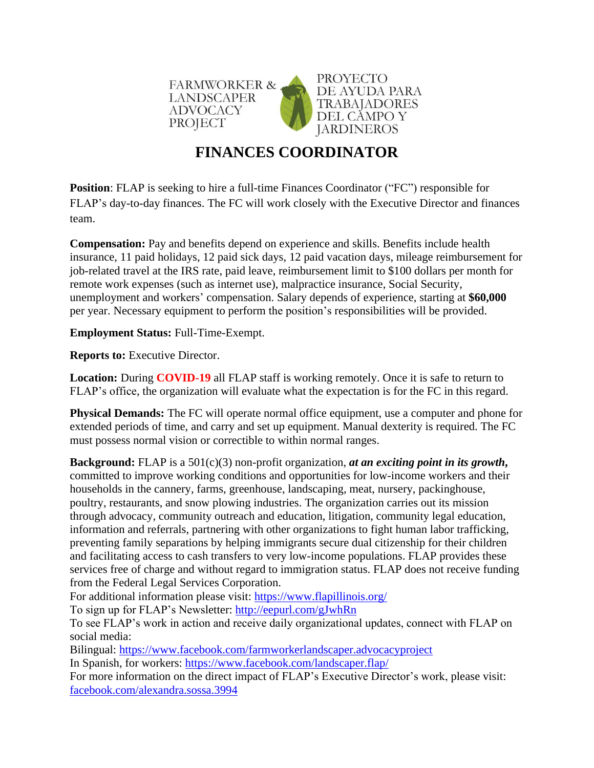FARMWORKER & LANDSCAPER ADVOCACY PROJECT

PROYECTO DE AYUDA PARA TRABAJADORES DEL CAMPO Y JARDINEROS

# FINANCES COORDINATOR

**Position**: FLAP is seeking to hire a full-time Finances Coordinator ("FC") responsible for FLAP's day-to-day finances. The FC will work closely with the Executive Director and finances team.

**Compensation:** Pay and benefits depend on experience and skills. Benefits include health insurance, 11 paid holidays, 12 paid sick days, 12 paid vacation days, mileage reimbursement for job-related travel at the IRS rate, paid leave, reimbursement limit to $100 dollars per month for remote work expenses (such as internet use), malpractice insurance, Social Security, unemployment and workers' compensation. Salary depends of experience, starting at **$60,000** per year. Necessary equipment to perform the position's responsibilities will be provided.

**Employment Status:** Full-Time-Exempt.

**Reports to:** Executive Director.

**Location:** During **COVID-19** all FLAP staff is working remotely. Once it is safe to return to FLAP's office, the organization will evaluate what the expectation is for the FC in this regard.

**Physical Demands:** The FC will operate normal office equipment, use a computer and phone for extended periods of time, and carry and set up equipment. Manual dexterity is required. The FC must possess normal vision or correctible to within normal ranges.

**Background:** FLAP is a 501(c)(3) non-profit organization, ***at an exciting point in its growth,*** committed to improve working conditions and opportunities for low-income workers and their households in the cannery, farms, greenhouse, landscaping, meat, nursery, packinghouse, poultry, restaurants, and snow plowing industries. The organization carries out its mission through advocacy, community outreach and education, litigation, community legal education, information and referrals, partnering with other organizations to fight human labor trafficking, preventing family separations by helping immigrants secure dual citizenship for their children and facilitating access to cash transfers to very low-income populations. FLAP provides these services free of charge and without regard to immigration status. FLAP does not receive funding from the Federal Legal Services Corporation.
For additional information please visit: https://www.flapillinois.org/
To sign up for FLAP's Newsletter: http://eepurl.com/gJwhRn
To see FLAP's work in action and receive daily organizational updates, connect with FLAP on social media:
Bilingual: https://www.facebook.com/farmworkerlandscaper.advocacyproject
In Spanish, for workers: https://www.facebook.com/landscaper.flap/
For more information on the direct impact of FLAP's Executive Director's work, please visit: facebook.com/alexandra.sossa.3994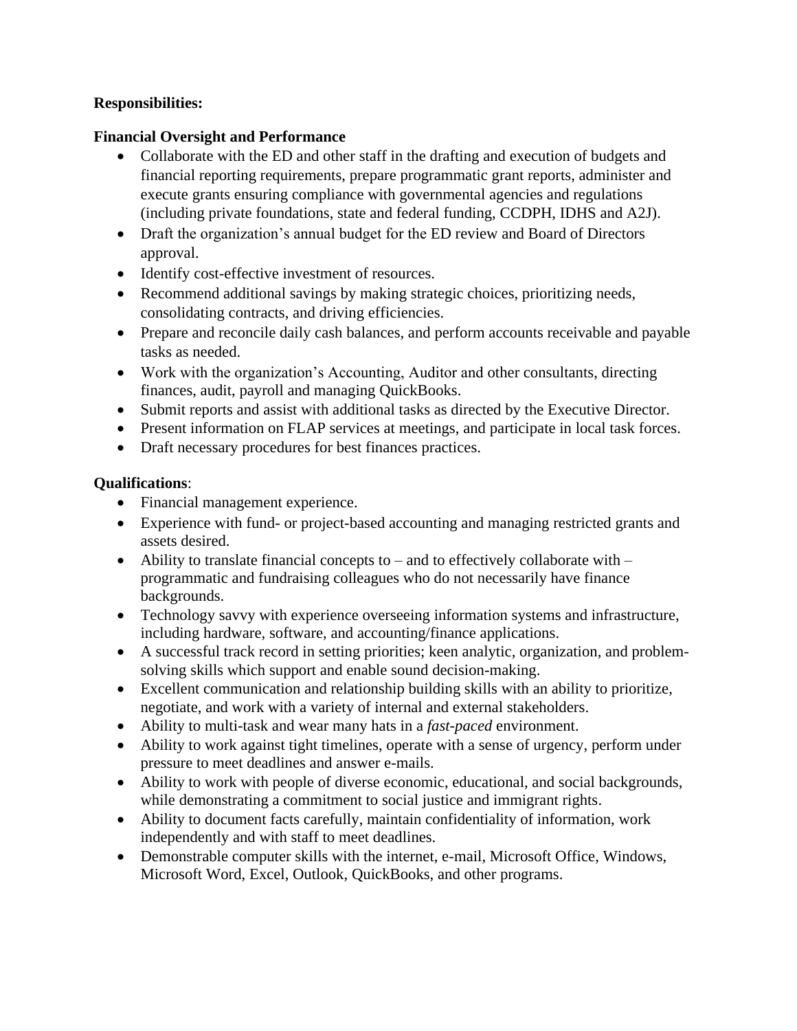**Responsibilities:**

**Financial Oversight and Performance**

- Collaborate with the ED and other staff in the drafting and execution of budgets and financial reporting requirements, prepare programmatic grant reports, administer and execute grants ensuring compliance with governmental agencies and regulations (including private foundations, state and federal funding, CCDPH, IDHS and A2J).
- Draft the organization's annual budget for the ED review and Board of Directors approval.
- Identify cost-effective investment of resources.
- Recommend additional savings by making strategic choices, prioritizing needs, consolidating contracts, and driving efficiencies.
- Prepare and reconcile daily cash balances, and perform accounts receivable and payable tasks as needed.
- Work with the organization's Accounting, Auditor and other consultants, directing finances, audit, payroll and managing QuickBooks.
- Submit reports and assist with additional tasks as directed by the Executive Director.
- Present information on FLAP services at meetings, and participate in local task forces.
- Draft necessary procedures for best finances practices.

**Qualifications**:

- Financial management experience.
- Experience with fund- or project-based accounting and managing restricted grants and assets desired.
- Ability to translate financial concepts to – and to effectively collaborate with – programmatic and fundraising colleagues who do not necessarily have finance backgrounds.
- Technology savvy with experience overseeing information systems and infrastructure, including hardware, software, and accounting/finance applications.
- A successful track record in setting priorities; keen analytic, organization, and problem-solving skills which support and enable sound decision-making.
- Excellent communication and relationship building skills with an ability to prioritize, negotiate, and work with a variety of internal and external stakeholders.
- Ability to multi-task and wear many hats in a *fast-paced* environment.
- Ability to work against tight timelines, operate with a sense of urgency, perform under pressure to meet deadlines and answer e-mails.
- Ability to work with people of diverse economic, educational, and social backgrounds, while demonstrating a commitment to social justice and immigrant rights.
- Ability to document facts carefully, maintain confidentiality of information, work independently and with staff to meet deadlines.
- Demonstrable computer skills with the internet, e-mail, Microsoft Office, Windows, Microsoft Word, Excel, Outlook, QuickBooks, and other programs.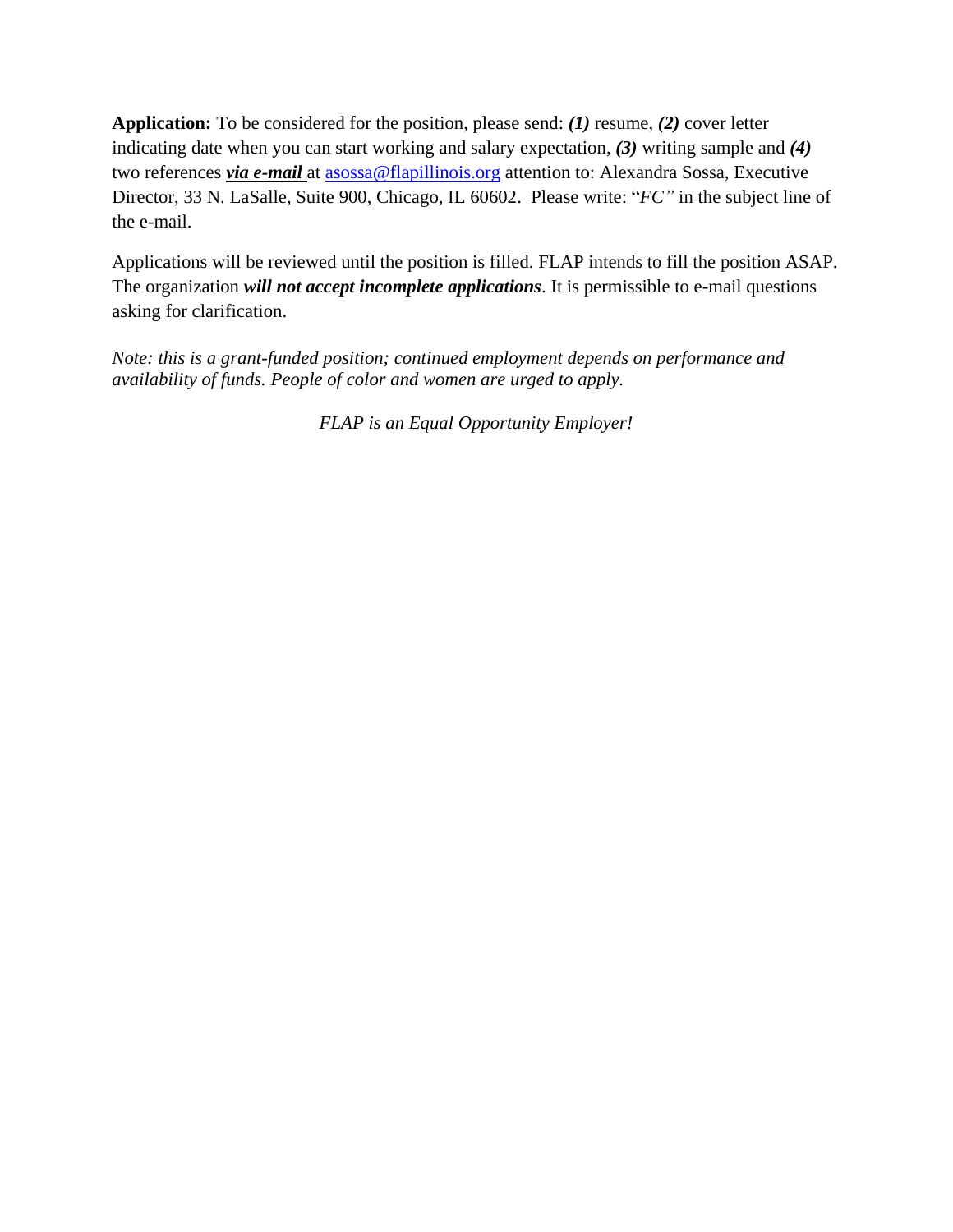**Application:** To be considered for the position, please send: ***(1)*** resume, ***(2)*** cover letter indicating date when you can start working and salary expectation, ***(3)*** writing sample and ***(4)*** two references ***via e-mail*** at [asossa@flapillinois.org](mailto:asossa@flapillinois.org) attention to: Alexandra Sossa, Executive Director, 33 N. LaSalle, Suite 900, Chicago, IL 60602. Please write: "*FC"* in the subject line of the e-mail.

Applications will be reviewed until the position is filled. FLAP intends to fill the position ASAP. The organization ***will not accept incomplete applications***. It is permissible to e-mail questions asking for clarification.

*Note: this is a grant-funded position; continued employment depends on performance and availability of funds. People of color and women are urged to apply.*

*FLAP is an Equal Opportunity Employer!*